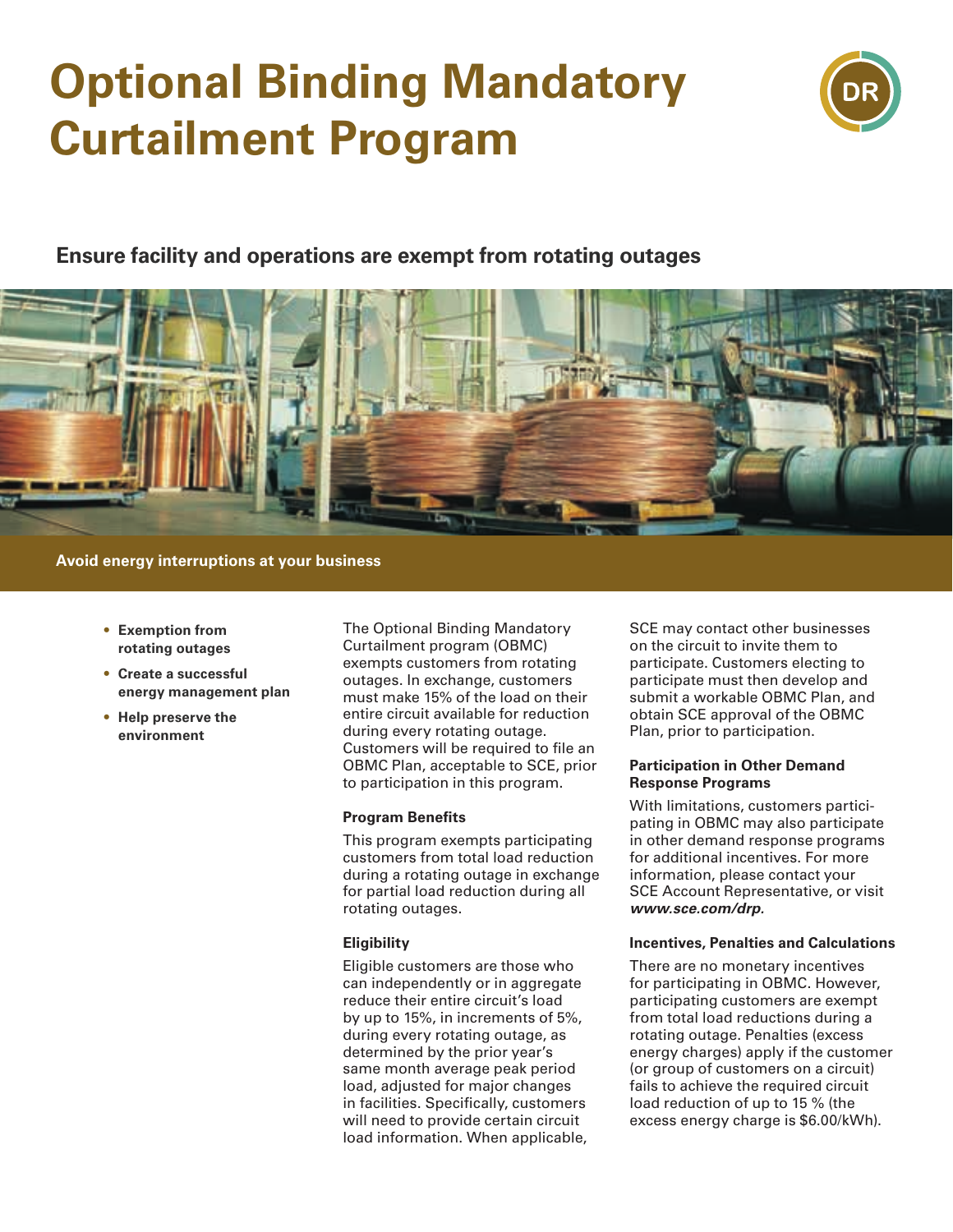# Optional Binding Mandatory Curtailment Program

DR

## Ensure facility and operations are exempt from rotating outages

**Avoid energy interruptions at your business**

- **Exemption from rotating outages**
- **Create a successful energy management plan**
- **Help preserve the environment**

The Optional Binding Mandatory Curtailment program (OBMC) exempts customers from rotating outages. In exchange, customers must make 15% of the load on their entire circuit available for reduction during every rotating outage. Customers will be required to file an OBMC Plan, acceptable to SCE, prior to participation in this program.

#### Program Benefits

This program exempts participating customers from total load reduction during a rotating outage in exchange for partial load reduction during all rotating outages.

#### Eligibility

Eligible customers are those who can independently or in aggregate reduce their entire circuit's load by up to 15%, in increments of 5%, during every rotating outage, as determined by the prior year's same month average peak period load, adjusted for major changes in facilities. Specifically, customers will need to provide certain circuit load information. When applicable, SCE may contact other businesses on the circuit to invite them to participate. Customers electing to participate must then develop and submit a workable OBMC Plan, and obtain SCE approval of the OBMC Plan, prior to participation.

#### Participation in Other Demand Response Programs

With limitations, customers participating in OBMC may also participate in other demand response programs for additional incentives. For more information, please contact your SCE Account Representative, or visit ***www.sce.com/drp.***

#### Incentives, Penalties and Calculations

There are no monetary incentives for participating in OBMC. However, participating customers are exempt from total load reductions during a rotating outage. Penalties (excess energy charges) apply if the customer (or group of customers on a circuit) fails to achieve the required circuit load reduction of up to 15 % (the excess energy charge is $6.00/kWh).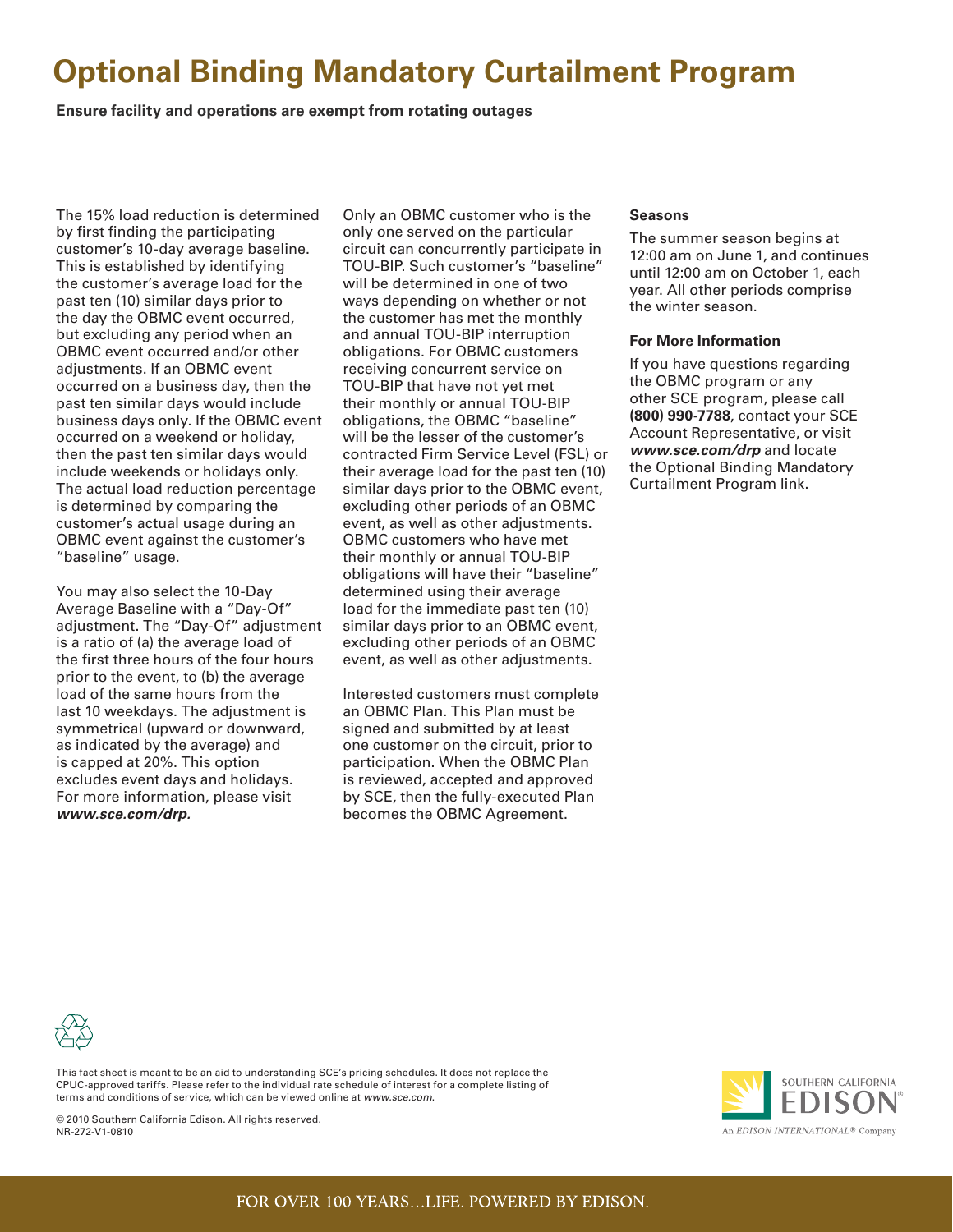# Optional Binding Mandatory Curtailment Program

**Ensure facility and operations are exempt from rotating outages**

The 15% load reduction is determined by first finding the participating customer's 10-day average baseline. This is established by identifying the customer's average load for the past ten (10) similar days prior to the day the OBMC event occurred, but excluding any period when an OBMC event occurred and/or other adjustments. If an OBMC event occurred on a business day, then the past ten similar days would include business days only. If the OBMC event occurred on a weekend or holiday, then the past ten similar days would include weekends or holidays only. The actual load reduction percentage is determined by comparing the customer's actual usage during an OBMC event against the customer's "baseline" usage.

You may also select the 10-Day Average Baseline with a "Day-Of" adjustment. The "Day-Of" adjustment is a ratio of (a) the average load of the first three hours of the four hours prior to the event, to (b) the average load of the same hours from the last 10 weekdays. The adjustment is symmetrical (upward or downward, as indicated by the average) and is capped at 20%. This option excludes event days and holidays. For more information, please visit ***www.sce.com/drp.***

Only an OBMC customer who is the only one served on the particular circuit can concurrently participate in TOU-BIP. Such customer's "baseline" will be determined in one of two ways depending on whether or not the customer has met the monthly and annual TOU-BIP interruption obligations. For OBMC customers receiving concurrent service on TOU-BIP that have not yet met their monthly or annual TOU-BIP obligations, the OBMC "baseline" will be the lesser of the customer's contracted Firm Service Level (FSL) or their average load for the past ten (10) similar days prior to the OBMC event, excluding other periods of an OBMC event, as well as other adjustments. OBMC customers who have met their monthly or annual TOU-BIP obligations will have their "baseline" determined using their average load for the immediate past ten (10) similar days prior to an OBMC event, excluding other periods of an OBMC event, as well as other adjustments.

Interested customers must complete an OBMC Plan. This Plan must be signed and submitted by at least one customer on the circuit, prior to participation. When the OBMC Plan is reviewed, accepted and approved by SCE, then the fully-executed Plan becomes the OBMC Agreement.

### Seasons

The summer season begins at 12:00 am on June 1, and continues until 12:00 am on October 1, each year. All other periods comprise the winter season.

### For More Information

If you have questions regarding the OBMC program or any other SCE program, please call **(800) 990-7788**, contact your SCE Account Representative, or visit ***www.sce.com/drp*** and locate the Optional Binding Mandatory Curtailment Program link.

This fact sheet is meant to be an aid to understanding SCE's pricing schedules. It does not replace the CPUC-approved tariffs. Please refer to the individual rate schedule of interest for a complete listing of terms and conditions of service, which can be viewed online at *www.sce.com*.

© 2010 Southern California Edison. All rights reserved.
NR-272-V1-0810

SOUTHERN CALIFORNIA EDISON®
An EDISON INTERNATIONAL® Company

FOR OVER 100 YEARS...LIFE. POWERED BY EDISON.